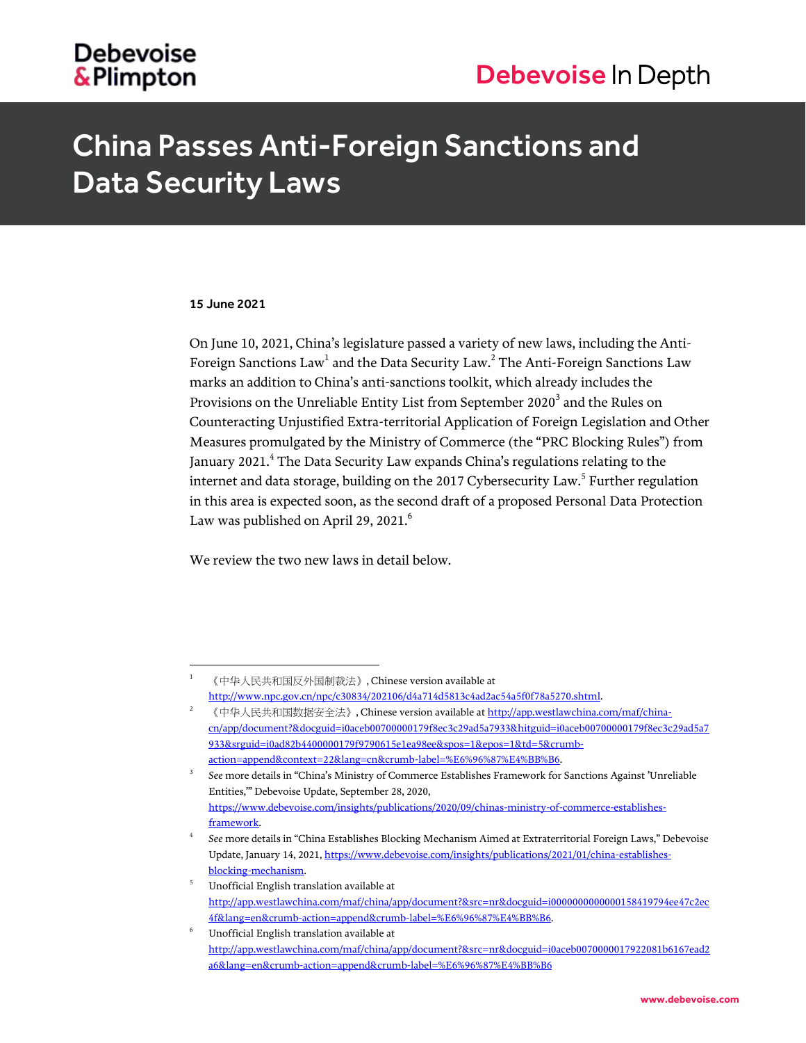Debevoise & Plimpton

Debevoise In Depth

# China Passes Anti-Foreign Sanctions and Data Security Laws

**15 June 2021**

On June 10, 2021, China's legislature passed a variety of new laws, including the Anti-Foreign Sanctions Law[1] and the Data Security Law.[2] The Anti-Foreign Sanctions Law marks an addition to China's anti-sanctions toolkit, which already includes the Provisions on the Unreliable Entity List from September 2020[3] and the Rules on Counteracting Unjustified Extra-territorial Application of Foreign Legislation and Other Measures promulgated by the Ministry of Commerce (the "PRC Blocking Rules") from January 2021.[4] The Data Security Law expands China's regulations relating to the internet and data storage, building on the 2017 Cybersecurity Law.[5] Further regulation in this area is expected soon, as the second draft of a proposed Personal Data Protection Law was published on April 29, 2021.[6]

We review the two new laws in detail below.

---

[1] 《中华人民共和国反外国制裁法》, Chinese version available at http://www.npc.gov.cn/npc/c30834/202106/d4a714d5813c4ad2ac54a5f0f78a5270.shtml.

[2] 《中华人民共和国数据安全法》, Chinese version available at http://app.westlawchina.com/maf/china-cn/app/document?&docguid=i0aceb00700000179f8ec3c29ad5a7933&hitguid=i0aceb00700000179f8ec3c29ad5a7933&srguid=i0ad82b4400000179f9790615e1ea98ee&spos=1&epos=1&td=5&crumb-action=append&context=22&lang=cn&crumb-label=%E6%96%87%E4%BB%B6.

[3] *See* more details in "China's Ministry of Commerce Establishes Framework for Sanctions Against 'Unreliable Entities,'" Debevoise Update, September 28, 2020, https://www.debevoise.com/insights/publications/2020/09/chinas-ministry-of-commerce-establishes-framework.

[4] *See* more details in "China Establishes Blocking Mechanism Aimed at Extraterritorial Foreign Laws," Debevoise Update, January 14, 2021, https://www.debevoise.com/insights/publications/2021/01/china-establishes-blocking-mechanism.

[5] Unofficial English translation available at http://app.westlawchina.com/maf/china/app/document?&src=nr&docguid=i0000000000000158419794ee47c2ec4f&lang=en&crumb-action=append&crumb-label=%E6%96%87%E4%BB%B6.

[6] Unofficial English translation available at http://app.westlawchina.com/maf/china/app/document?&src=nr&docguid=i0aceb0070000017922081b6167ead2a6&lang=en&crumb-action=append&crumb-label=%E6%96%87%E4%BB%B6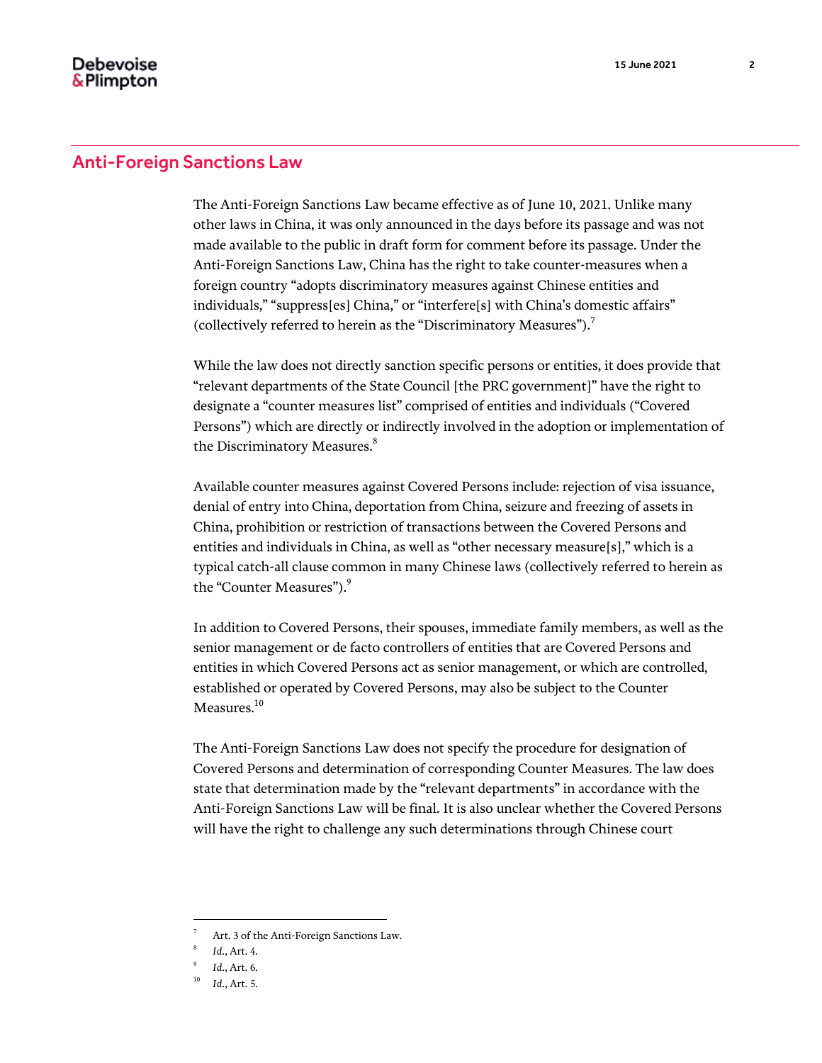## Anti-Foreign Sanctions Law

The Anti-Foreign Sanctions Law became effective as of June 10, 2021. Unlike many other laws in China, it was only announced in the days before its passage and was not made available to the public in draft form for comment before its passage. Under the Anti-Foreign Sanctions Law, China has the right to take counter-measures when a foreign country "adopts discriminatory measures against Chinese entities and individuals," "suppress[es] China," or "interfere[s] with China's domestic affairs" (collectively referred to herein as the "Discriminatory Measures").[7]

While the law does not directly sanction specific persons or entities, it does provide that "relevant departments of the State Council [the PRC government]" have the right to designate a "counter measures list" comprised of entities and individuals ("Covered Persons") which are directly or indirectly involved in the adoption or implementation of the Discriminatory Measures.[8]

Available counter measures against Covered Persons include: rejection of visa issuance, denial of entry into China, deportation from China, seizure and freezing of assets in China, prohibition or restriction of transactions between the Covered Persons and entities and individuals in China, as well as "other necessary measure[s]," which is a typical catch-all clause common in many Chinese laws (collectively referred to herein as the "Counter Measures").[9]

In addition to Covered Persons, their spouses, immediate family members, as well as the senior management or de facto controllers of entities that are Covered Persons and entities in which Covered Persons act as senior management, or which are controlled, established or operated by Covered Persons, may also be subject to the Counter Measures.[10]

The Anti-Foreign Sanctions Law does not specify the procedure for designation of Covered Persons and determination of corresponding Counter Measures. The law does state that determination made by the "relevant departments" in accordance with the Anti-Foreign Sanctions Law will be final. It is also unclear whether the Covered Persons will have the right to challenge any such determinations through Chinese court

---

[7] Art. 3 of the Anti-Foreign Sanctions Law.

[8] *Id.*, Art. 4.

[9] *Id.*, Art. 6.

[10] *Id.*, Art. 5.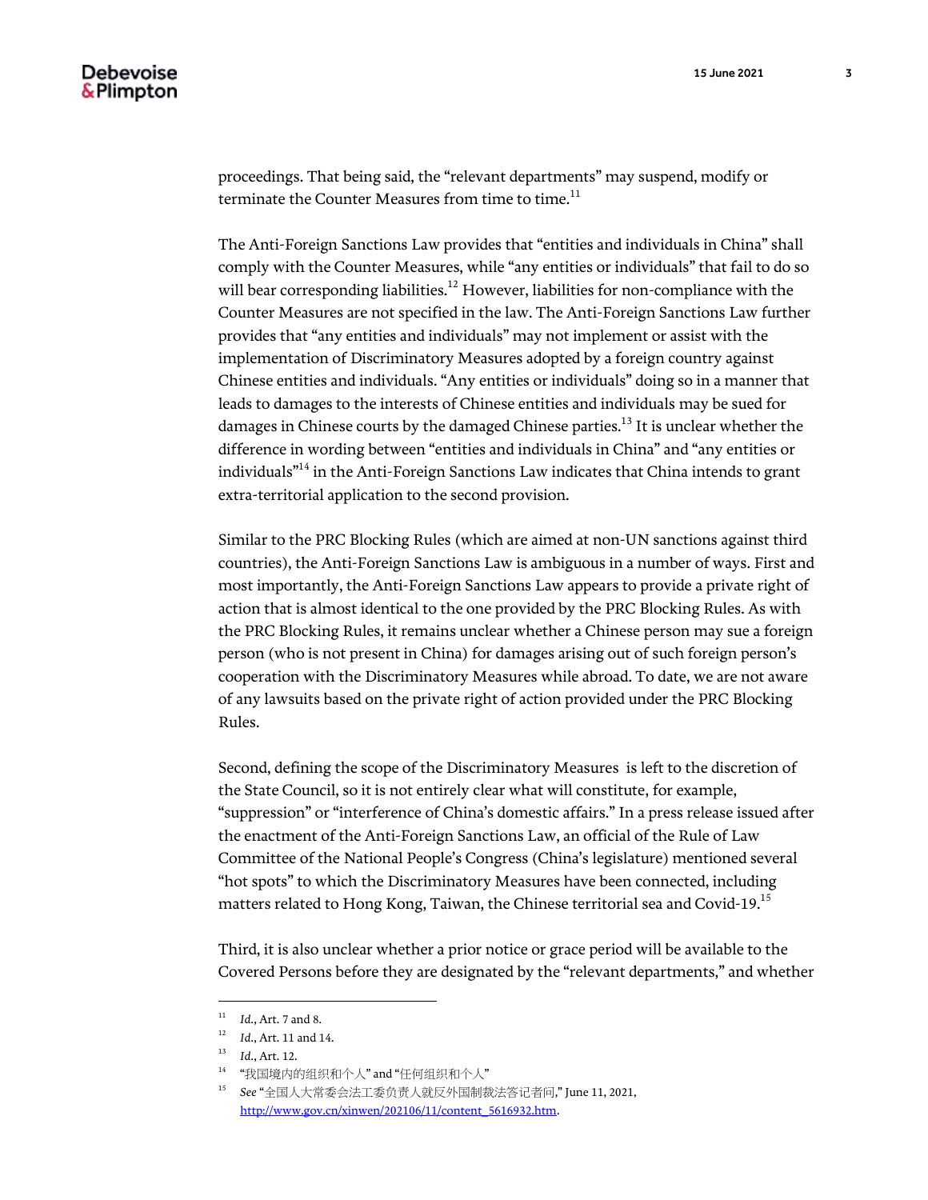proceedings. That being said, the "relevant departments" may suspend, modify or terminate the Counter Measures from time to time.[11]

The Anti-Foreign Sanctions Law provides that "entities and individuals in China" shall comply with the Counter Measures, while "any entities or individuals" that fail to do so will bear corresponding liabilities.[12] However, liabilities for non-compliance with the Counter Measures are not specified in the law. The Anti-Foreign Sanctions Law further provides that "any entities and individuals" may not implement or assist with the implementation of Discriminatory Measures adopted by a foreign country against Chinese entities and individuals. "Any entities or individuals" doing so in a manner that leads to damages to the interests of Chinese entities and individuals may be sued for damages in Chinese courts by the damaged Chinese parties.[13] It is unclear whether the difference in wording between "entities and individuals in China" and "any entities or individuals"[14] in the Anti-Foreign Sanctions Law indicates that China intends to grant extra-territorial application to the second provision.

Similar to the PRC Blocking Rules (which are aimed at non-UN sanctions against third countries), the Anti-Foreign Sanctions Law is ambiguous in a number of ways. First and most importantly, the Anti-Foreign Sanctions Law appears to provide a private right of action that is almost identical to the one provided by the PRC Blocking Rules. As with the PRC Blocking Rules, it remains unclear whether a Chinese person may sue a foreign person (who is not present in China) for damages arising out of such foreign person's cooperation with the Discriminatory Measures while abroad. To date, we are not aware of any lawsuits based on the private right of action provided under the PRC Blocking Rules.

Second, defining the scope of the Discriminatory Measures is left to the discretion of the State Council, so it is not entirely clear what will constitute, for example, "suppression" or "interference of China's domestic affairs." In a press release issued after the enactment of the Anti-Foreign Sanctions Law, an official of the Rule of Law Committee of the National People's Congress (China's legislature) mentioned several "hot spots" to which the Discriminatory Measures have been connected, including matters related to Hong Kong, Taiwan, the Chinese territorial sea and Covid-19.[15]

Third, it is also unclear whether a prior notice or grace period will be available to the Covered Persons before they are designated by the "relevant departments," and whether

---

[11] *Id.*, Art. 7 and 8.

[12] *Id.*, Art. 11 and 14.

[13] *Id.*, Art. 12.

[14] "我国境内的组织和个人" and "任何组织和个人"

[15] *See* "全国人大常委会法工委负责人就反外国制裁法答记者问," June 11, 2021, http://www.gov.cn/xinwen/202106/11/content_5616932.htm.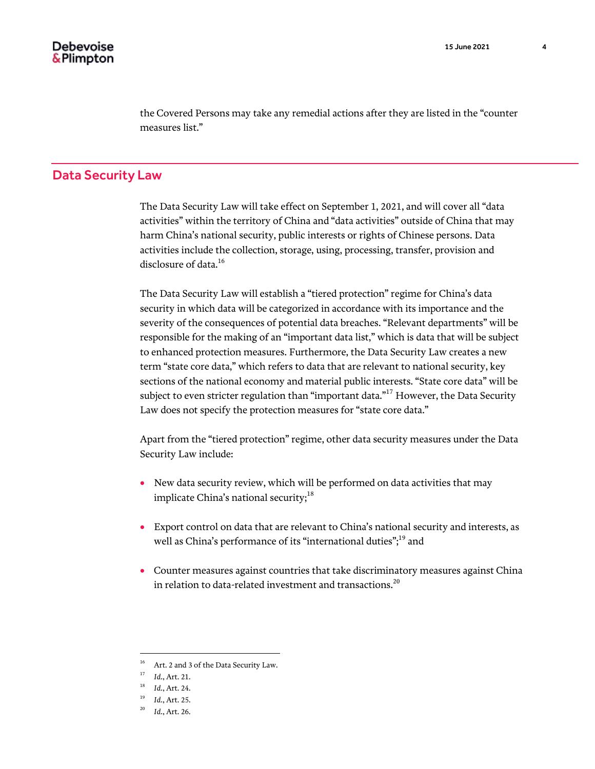the Covered Persons may take any remedial actions after they are listed in the "counter measures list."

## Data Security Law

The Data Security Law will take effect on September 1, 2021, and will cover all "data activities" within the territory of China and "data activities" outside of China that may harm China's national security, public interests or rights of Chinese persons. Data activities include the collection, storage, using, processing, transfer, provision and disclosure of data.[16]

The Data Security Law will establish a "tiered protection" regime for China's data security in which data will be categorized in accordance with its importance and the severity of the consequences of potential data breaches. "Relevant departments" will be responsible for the making of an "important data list," which is data that will be subject to enhanced protection measures. Furthermore, the Data Security Law creates a new term "state core data," which refers to data that are relevant to national security, key sections of the national economy and material public interests. "State core data" will be subject to even stricter regulation than "important data."[17] However, the Data Security Law does not specify the protection measures for "state core data."

Apart from the "tiered protection" regime, other data security measures under the Data Security Law include:

- New data security review, which will be performed on data activities that may implicate China's national security;[18]
- Export control on data that are relevant to China's national security and interests, as well as China's performance of its "international duties";[19] and
- Counter measures against countries that take discriminatory measures against China in relation to data-related investment and transactions.[20]

---

[16] Art. 2 and 3 of the Data Security Law.

[17] *Id.*, Art. 21.

[18] *Id.*, Art. 24.

[19] *Id.*, Art. 25.

[20] *Id.*, Art. 26.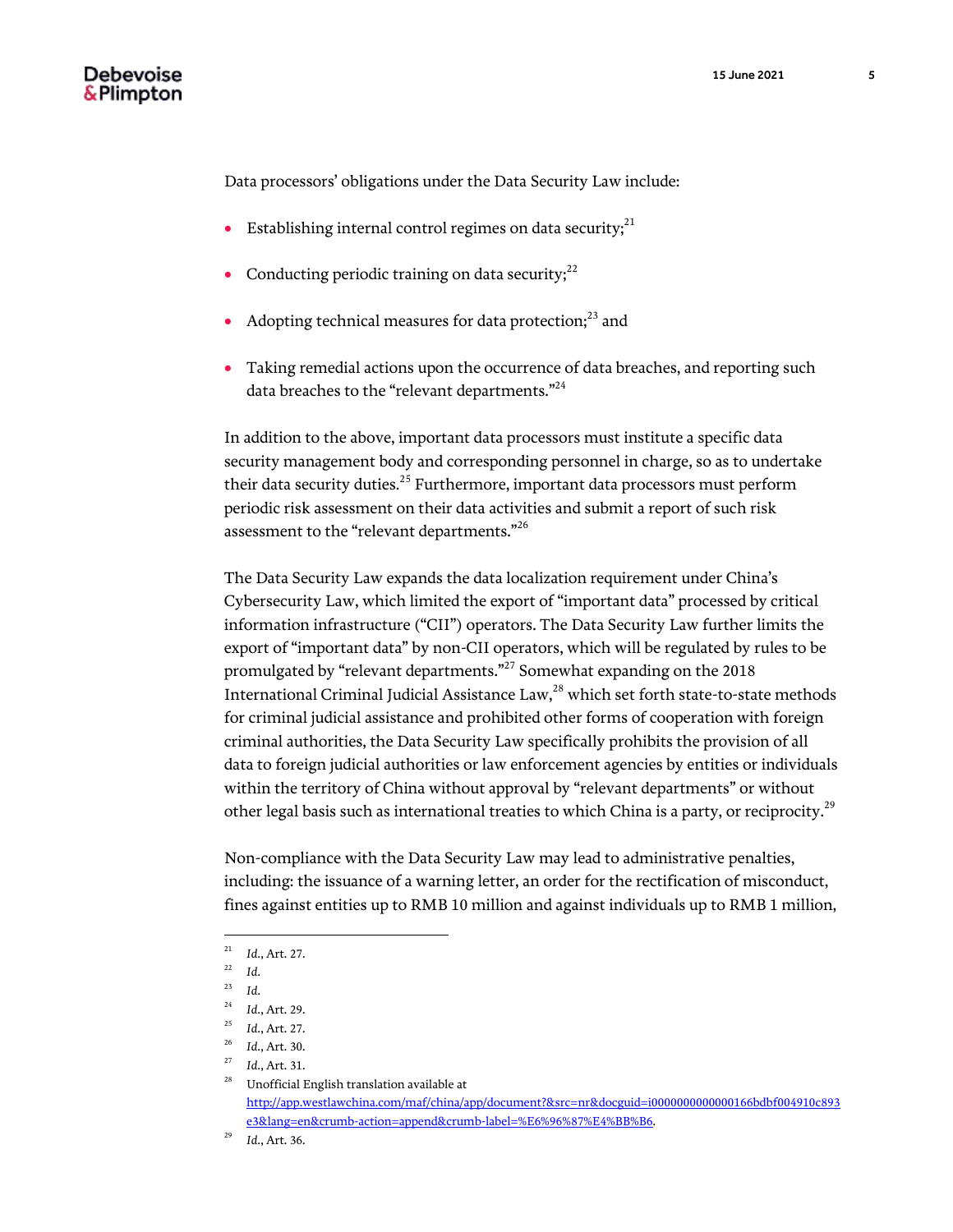Data processors' obligations under the Data Security Law include:

- Establishing internal control regimes on data security;[21]
- Conducting periodic training on data security;[22]
- Adopting technical measures for data protection;[23] and
- Taking remedial actions upon the occurrence of data breaches, and reporting such data breaches to the "relevant departments."[24]

In addition to the above, important data processors must institute a specific data security management body and corresponding personnel in charge, so as to undertake their data security duties.[25] Furthermore, important data processors must perform periodic risk assessment on their data activities and submit a report of such risk assessment to the "relevant departments."[26]

The Data Security Law expands the data localization requirement under China's Cybersecurity Law, which limited the export of "important data" processed by critical information infrastructure ("CII") operators. The Data Security Law further limits the export of "important data" by non-CII operators, which will be regulated by rules to be promulgated by "relevant departments."[27] Somewhat expanding on the 2018 International Criminal Judicial Assistance Law,[28] which set forth state-to-state methods for criminal judicial assistance and prohibited other forms of cooperation with foreign criminal authorities, the Data Security Law specifically prohibits the provision of all data to foreign judicial authorities or law enforcement agencies by entities or individuals within the territory of China without approval by "relevant departments" or without other legal basis such as international treaties to which China is a party, or reciprocity.[29]

Non-compliance with the Data Security Law may lead to administrative penalties, including: the issuance of a warning letter, an order for the rectification of misconduct, fines against entities up to RMB 10 million and against individuals up to RMB 1 million,

---

[21] *Id.*, Art. 27.

[22] *Id.*

[23] *Id.*

[24] *Id.*, Art. 29.

[25] *Id.*, Art. 27.

[26] *Id.*, Art. 30.

[27] *Id.*, Art. 31.

[28] Unofficial English translation available at http://app.westlawchina.com/maf/china/app/document?&src=nr&docguid=i0000000000000166bdbf004910c893e3&lang=en&crumb-action=append&crumb-label=%E6%96%87%E4%BB%B6.

[29] *Id.*, Art. 36.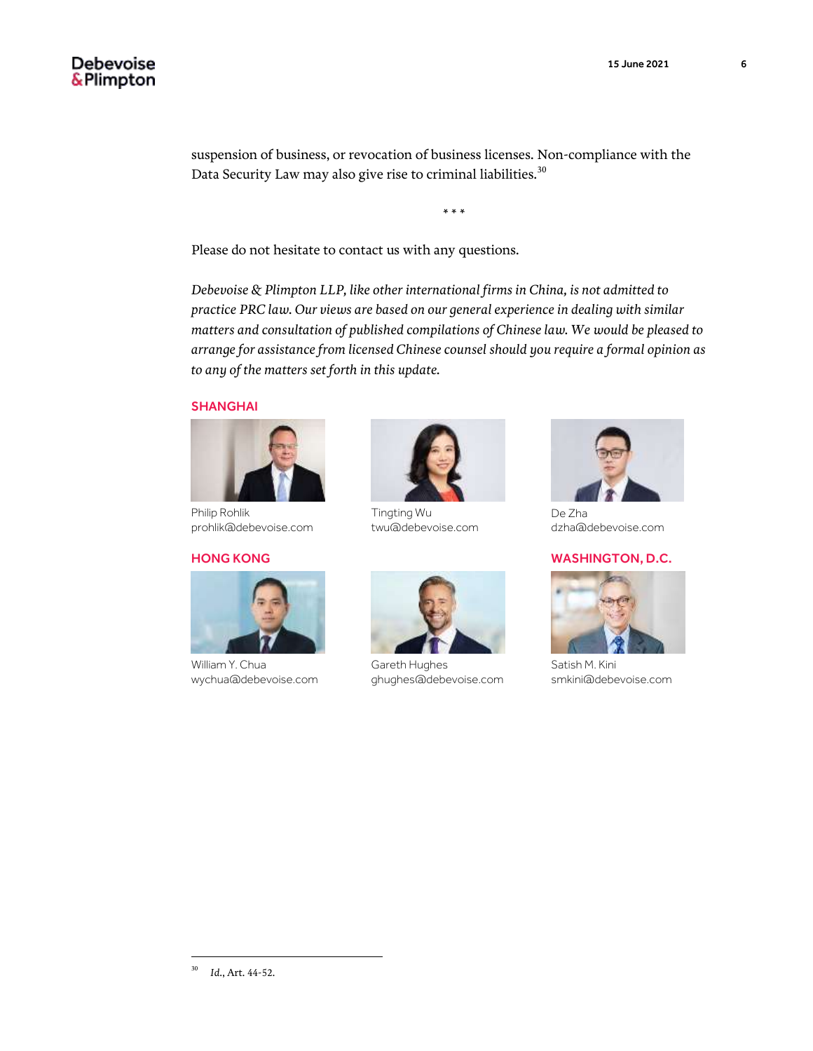suspension of business, or revocation of business licenses. Non-compliance with the Data Security Law may also give rise to criminal liabilities.[30]

\* \* \*

Please do not hesitate to contact us with any questions.

*Debevoise & Plimpton LLP, like other international firms in China, is not admitted to practice PRC law. Our views are based on our general experience in dealing with similar matters and consultation of published compilations of Chinese law. We would be pleased to arrange for assistance from licensed Chinese counsel should you require a formal opinion as to any of the matters set forth in this update.*

## SHANGHAI

Philip Rohlik
prohlik@debevoise.com

Tingting Wu
twu@debevoise.com

De Zha
dzha@debevoise.com

## HONG KONG

William Y. Chua
wychua@debevoise.com

Gareth Hughes
ghughes@debevoise.com

## WASHINGTON, D.C.

Satish M. Kini
smkini@debevoise.com

---

[30] *Id.*, Art. 44-52.